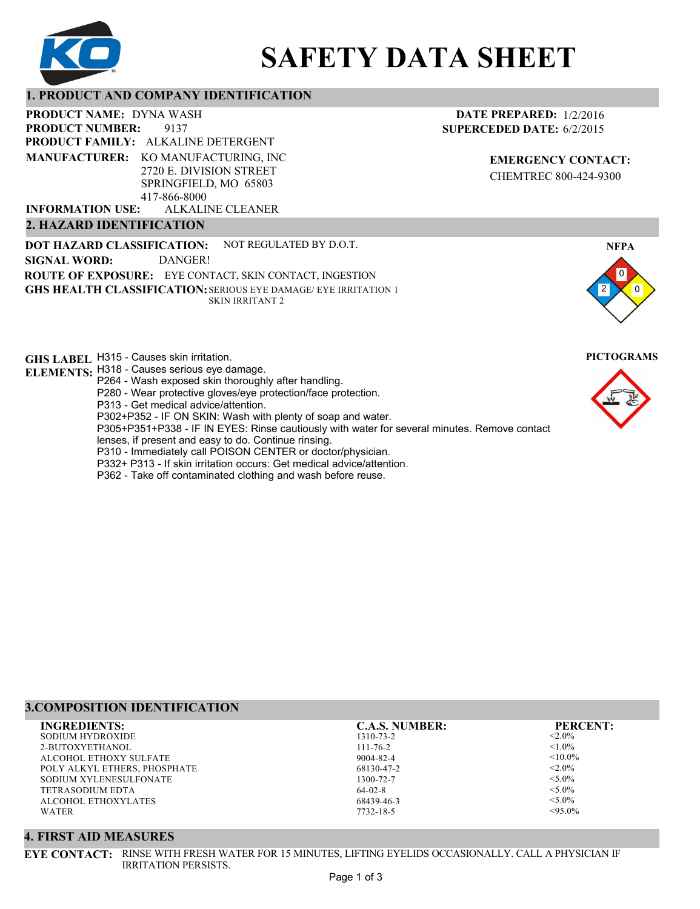# SAFETY DATA SHEET

## 1. PRODUCT AND COMPANY IDENTIFICATION

**PRODUCT NAME:** DYNA WASH
**PRODUCT NUMBER:** 9137
**PRODUCT FAMILY:** ALKALINE DETERGENT
**MANUFACTURER:** KO MANUFACTURING, INC
2720 E. DIVISION STREET
SPRINGFIELD, MO 65803
417-866-8000
**INFORMATION USE:** ALKALINE CLEANER

**DATE PREPARED:** 1/2/2016
**SUPERCEDED DATE:** 6/2/2015

**EMERGENCY CONTACT:**
CHEMTREC 800-424-9300

## 2. HAZARD IDENTIFICATION

**DOT HAZARD CLASSIFICATION:** NOT REGULATED BY D.O.T.
**SIGNAL WORD:** DANGER!
**ROUTE OF EXPOSURE:** EYE CONTACT, SKIN CONTACT, INGESTION
**GHS HEALTH CLASSIFICATION:** SERIOUS EYE DAMAGE/ EYE IRRITATION 1
SKIN IRRITANT 2

**NFPA**
Health: 2, Flammability: 0, Reactivity: 0

**GHS LABEL ELEMENTS:**
H315 - Causes skin irritation.
H318 - Causes serious eye damage.
P264 - Wash exposed skin thoroughly after handling.
P280 - Wear protective gloves/eye protection/face protection.
P313 - Get medical advice/attention.
P302+P352 - IF ON SKIN: Wash with plenty of soap and water.
P305+P351+P338 - IF IN EYES: Rinse cautiously with water for several minutes. Remove contact lenses, if present and easy to do. Continue rinsing.
P310 - Immediately call POISON CENTER or doctor/physician.
P332+ P313 - If skin irritation occurs: Get medical advice/attention.
P362 - Take off contaminated clothing and wash before reuse.

**PICTOGRAMS**

## 3.COMPOSITION IDENTIFICATION

| INGREDIENTS: | C.A.S. NUMBER: | PERCENT: |
|---|---|---|
| SODIUM HYDROXIDE | 1310-73-2 | <2.0% |
| 2-BUTOXYETHANOL | 111-76-2 | <1.0% |
| ALCOHOL ETHOXY SULFATE | 9004-82-4 | <10.0% |
| POLY ALKYL ETHERS, PHOSPHATE | 68130-47-2 | <2.0% |
| SODIUM XYLENESULFONATE | 1300-72-7 | <5.0% |
| TETRASODIUM EDTA | 64-02-8 | <5.0% |
| ALCOHOL ETHOXYLATES | 68439-46-3 | <5.0% |
| WATER | 7732-18-5 | <95.0% |

## 4. FIRST AID MEASURES

**EYE CONTACT:** RINSE WITH FRESH WATER FOR 15 MINUTES, LIFTING EYELIDS OCCASIONALLY. CALL A PHYSICIAN IF IRRITATION PERSISTS.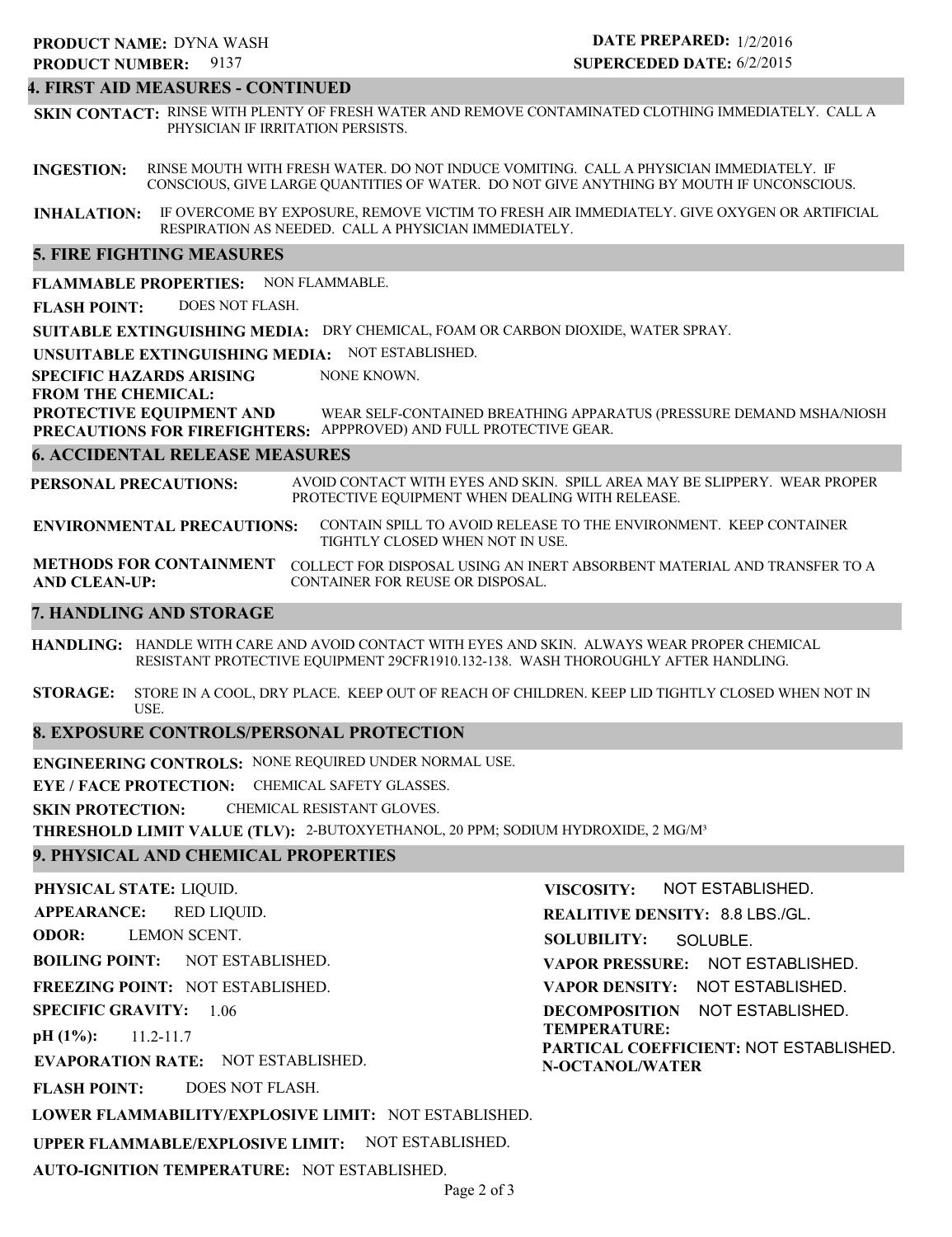**PRODUCT NAME:** DYNA WASH
**PRODUCT NUMBER:** 9137

**DATE PREPARED:** 1/2/2016
**SUPERCEDED DATE:** 6/2/2015

## 4. FIRST AID MEASURES - CONTINUED

**SKIN CONTACT:** RINSE WITH PLENTY OF FRESH WATER AND REMOVE CONTAMINATED CLOTHING IMMEDIATELY. CALL A PHYSICIAN IF IRRITATION PERSISTS.

**INGESTION:** RINSE MOUTH WITH FRESH WATER. DO NOT INDUCE VOMITING. CALL A PHYSICIAN IMMEDIATELY. IF CONSCIOUS, GIVE LARGE QUANTITIES OF WATER. DO NOT GIVE ANYTHING BY MOUTH IF UNCONSCIOUS.

**INHALATION:** IF OVERCOME BY EXPOSURE, REMOVE VICTIM TO FRESH AIR IMMEDIATELY. GIVE OXYGEN OR ARTIFICIAL RESPIRATION AS NEEDED. CALL A PHYSICIAN IMMEDIATELY.

## 5. FIRE FIGHTING MEASURES

**FLAMMABLE PROPERTIES:** NON FLAMMABLE.

**FLASH POINT:** DOES NOT FLASH.

**SUITABLE EXTINGUISHING MEDIA:** DRY CHEMICAL, FOAM OR CARBON DIOXIDE, WATER SPRAY.

**UNSUITABLE EXTINGUISHING MEDIA:** NOT ESTABLISHED.

**SPECIFIC HAZARDS ARISING FROM THE CHEMICAL:** NONE KNOWN.

**PROTECTIVE EQUIPMENT AND PRECAUTIONS FOR FIREFIGHTERS:** WEAR SELF-CONTAINED BREATHING APPARATUS (PRESSURE DEMAND MSHA/NIOSH APPPROVED) AND FULL PROTECTIVE GEAR.

## 6. ACCIDENTAL RELEASE MEASURES

**PERSONAL PRECAUTIONS:** AVOID CONTACT WITH EYES AND SKIN. SPILL AREA MAY BE SLIPPERY. WEAR PROPER PROTECTIVE EQUIPMENT WHEN DEALING WITH RELEASE.

**ENVIRONMENTAL PRECAUTIONS:** CONTAIN SPILL TO AVOID RELEASE TO THE ENVIRONMENT. KEEP CONTAINER TIGHTLY CLOSED WHEN NOT IN USE.

**METHODS FOR CONTAINMENT AND CLEAN-UP:** COLLECT FOR DISPOSAL USING AN INERT ABSORBENT MATERIAL AND TRANSFER TO A CONTAINER FOR REUSE OR DISPOSAL.

## 7. HANDLING AND STORAGE

**HANDLING:** HANDLE WITH CARE AND AVOID CONTACT WITH EYES AND SKIN. ALWAYS WEAR PROPER CHEMICAL RESISTANT PROTECTIVE EQUIPMENT 29CFR1910.132-138. WASH THOROUGHLY AFTER HANDLING.

**STORAGE:** STORE IN A COOL, DRY PLACE. KEEP OUT OF REACH OF CHILDREN. KEEP LID TIGHTLY CLOSED WHEN NOT IN USE.

## 8. EXPOSURE CONTROLS/PERSONAL PROTECTION

**ENGINEERING CONTROLS:** NONE REQUIRED UNDER NORMAL USE.

**EYE / FACE PROTECTION:** CHEMICAL SAFETY GLASSES.

**SKIN PROTECTION:** CHEMICAL RESISTANT GLOVES.

**THRESHOLD LIMIT VALUE (TLV):** 2-BUTOXYETHANOL, 20 PPM; SODIUM HYDROXIDE, 2 MG/M³

## 9. PHYSICAL AND CHEMICAL PROPERTIES

**PHYSICAL STATE:** LIQUID.

**APPEARANCE:** RED LIQUID.

**ODOR:** LEMON SCENT.

**BOILING POINT:** NOT ESTABLISHED.

**FREEZING POINT:** NOT ESTABLISHED.

**SPECIFIC GRAVITY:** 1.06

**pH (1%):** 11.2-11.7

**EVAPORATION RATE:** NOT ESTABLISHED.

**FLASH POINT:** DOES NOT FLASH.

**LOWER FLAMMABILITY/EXPLOSIVE LIMIT:** NOT ESTABLISHED.

**UPPER FLAMMABLE/EXPLOSIVE LIMIT:** NOT ESTABLISHED.

**AUTO-IGNITION TEMPERATURE:** NOT ESTABLISHED.

**VISCOSITY:** NOT ESTABLISHED.

**REALITIVE DENSITY:** 8.8 LBS./GL.

**SOLUBILITY:** SOLUBLE.

**VAPOR PRESSURE:** NOT ESTABLISHED.

**VAPOR DENSITY:** NOT ESTABLISHED.

**DECOMPOSITION TEMPERATURE:** NOT ESTABLISHED.

**PARTICAL COEFFICIENT: N-OCTANOL/WATER** NOT ESTABLISHED.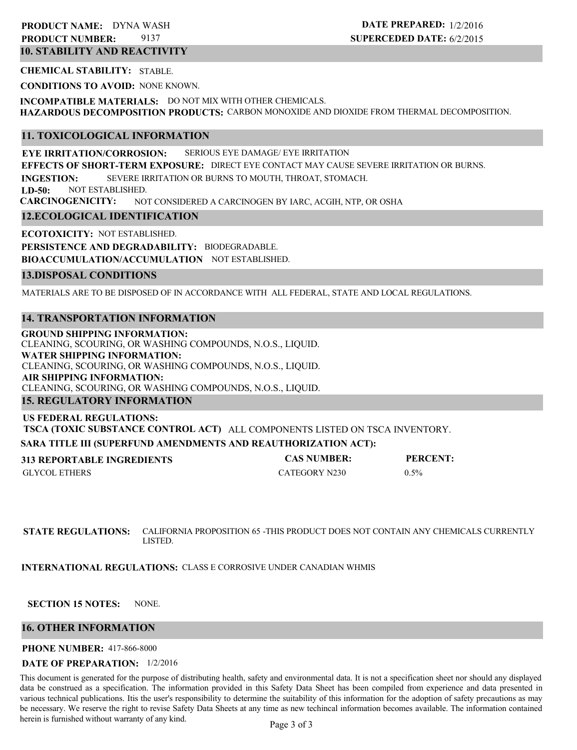**PRODUCT NAME:** DYNA WASH
**PRODUCT NUMBER:** 9137

**DATE PREPARED:** 1/2/2016
**SUPERCEDED DATE:** 6/2/2015

## 10. STABILITY AND REACTIVITY

**CHEMICAL STABILITY:** STABLE.

**CONDITIONS TO AVOID:** NONE KNOWN.

**INCOMPATIBLE MATERIALS:** DO NOT MIX WITH OTHER CHEMICALS.

**HAZARDOUS DECOMPOSITION PRODUCTS:** CARBON MONOXIDE AND DIOXIDE FROM THERMAL DECOMPOSITION.

## 11. TOXICOLOGICAL INFORMATION

**EYE IRRITATION/CORROSION:** SERIOUS EYE DAMAGE/ EYE IRRITATION

**EFFECTS OF SHORT-TERM EXPOSURE:** DIRECT EYE CONTACT MAY CAUSE SEVERE IRRITATION OR BURNS.

**INGESTION:** SEVERE IRRITATION OR BURNS TO MOUTH, THROAT, STOMACH.

**LD-50:** NOT ESTABLISHED.

**CARCINOGENICITY:** NOT CONSIDERED A CARCINOGEN BY IARC, ACGIH, NTP, OR OSHA

## 12.ECOLOGICAL IDENTIFICATION

**ECOTOXICITY:** NOT ESTABLISHED.

**PERSISTENCE AND DEGRADABILITY:** BIODEGRADABLE.

**BIOACCUMULATION/ACCUMULATION** NOT ESTABLISHED.

## 13.DISPOSAL CONDITIONS

MATERIALS ARE TO BE DISPOSED OF IN ACCORDANCE WITH ALL FEDERAL, STATE AND LOCAL REGULATIONS.

## 14. TRANSPORTATION INFORMATION

**GROUND SHIPPING INFORMATION:**
CLEANING, SCOURING, OR WASHING COMPOUNDS, N.O.S., LIQUID.

**WATER SHIPPING INFORMATION:**
CLEANING, SCOURING, OR WASHING COMPOUNDS, N.O.S., LIQUID.

**AIR SHIPPING INFORMATION:**
CLEANING, SCOURING, OR WASHING COMPOUNDS, N.O.S., LIQUID.

## 15. REGULATORY INFORMATION

**US FEDERAL REGULATIONS:**

**TSCA (TOXIC SUBSTANCE CONTROL ACT)** ALL COMPONENTS LISTED ON TSCA INVENTORY.

**SARA TITLE III (SUPERFUND AMENDMENTS AND REAUTHORIZATION ACT):**

| 313 REPORTABLE INGREDIENTS | CAS NUMBER: | PERCENT: |
|---|---|---|
| GLYCOL ETHERS | CATEGORY N230 | 0.5% |

**STATE REGULATIONS:** CALIFORNIA PROPOSITION 65 -THIS PRODUCT DOES NOT CONTAIN ANY CHEMICALS CURRENTLY LISTED.

**INTERNATIONAL REGULATIONS:** CLASS E CORROSIVE UNDER CANADIAN WHMIS

**SECTION 15 NOTES:** NONE.

## 16. OTHER INFORMATION

**PHONE NUMBER:** 417-866-8000

**DATE OF PREPARATION:** 1/2/2016

This document is generated for the purpose of distributing health, safety and environmental data. It is not a specification sheet nor should any displayed data be construed as a specification. The information provided in this Safety Data Sheet has been compiled from experience and data presented in various technical publications. Itis the user's responsibility to determine the suitability of this information for the adoption of safety precautions as may be necessary. We reserve the right to revise Safety Data Sheets at any time as new techincal information becomes available. The information contained herein is furnished without warranty of any kind.